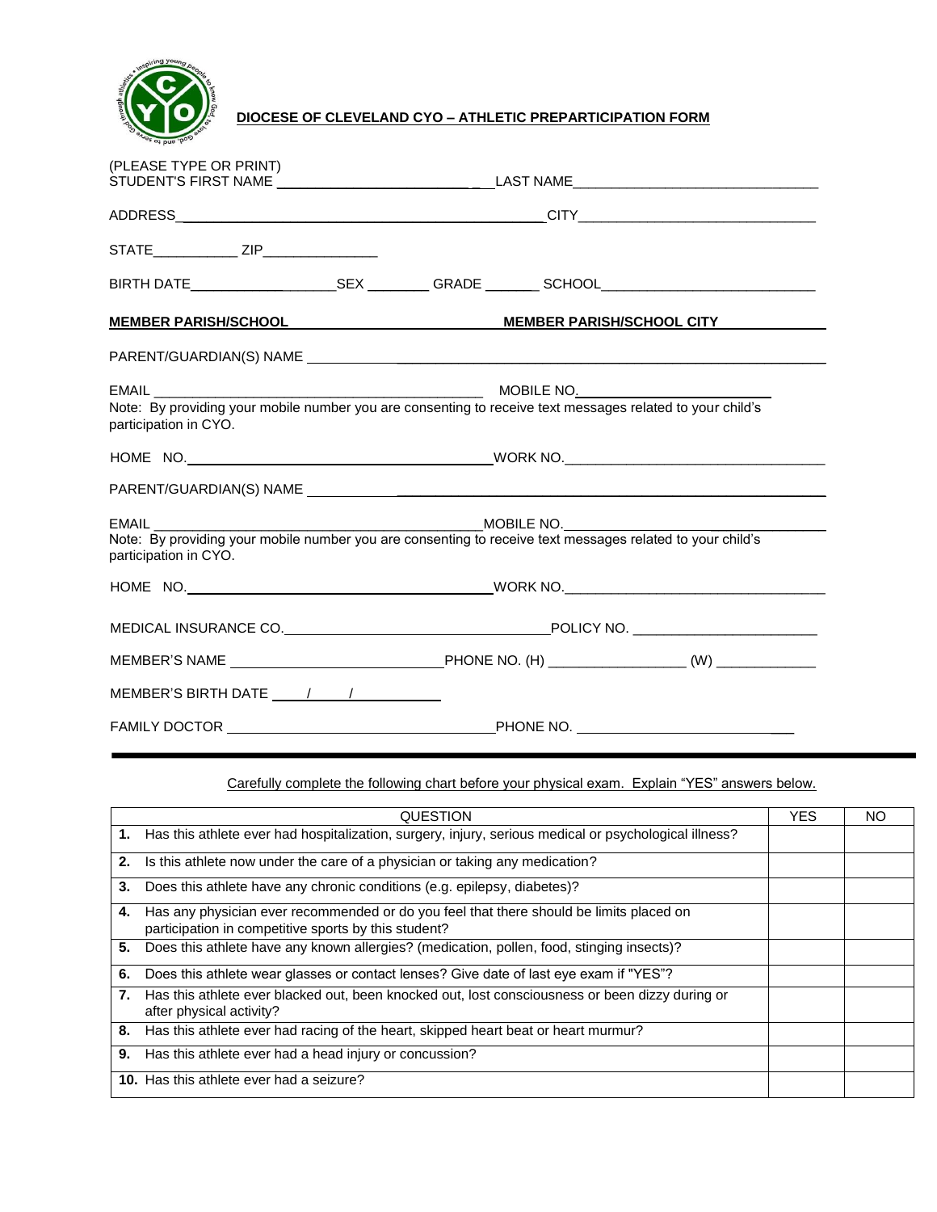## DIOCESE OF CLEVELAND CYO – ATHLETIC PREPARTICIPATION FORM

(PLEASE TYPE OR PRINT)

STUDENT'S FIRST NAME ___________________________ LAST NAME ________________________________

ADDRESS ________________________________________________ CITY ________________________________

STATE ___________ ZIP _______________

BIRTH DATE ___________________ SEX ________ GRADE _______ SCHOOL ____________________________

**MEMBER PARISH/SCHOOL** ____________________ **MEMBER PARISH/SCHOOL CITY** ____________________

PARENT/GUARDIAN(S) NAME ____________________________________________________________

EMAIL ____________________________________________ MOBILE NO. __________________________

Note: By providing your mobile number you are consenting to receive text messages related to your child's participation in CYO.

HOME NO. ________________________________________ WORK NO. __________________________________

PARENT/GUARDIAN(S) NAME ____________________________________________________________

EMAIL ____________________________________________ MOBILE NO. __________________________

Note: By providing your mobile number you are consenting to receive text messages related to your child's participation in CYO.

HOME NO. ________________________________________ WORK NO. __________________________________

MEDICAL INSURANCE CO. ___________________________________ POLICY NO. ________________________

MEMBER'S NAME ___________________________ PHONE NO. (H) __________________ (W) _____________

MEMBER'S BIRTH DATE ____/____/____________

FAMILY DOCTOR ___________________________________ PHONE NO. ______________________________

Carefully complete the following chart before your physical exam. Explain "YES" answers below.

| QUESTION | YES | NO |
|---|---|---|
| **1.** Has this athlete ever had hospitalization, surgery, injury, serious medical or psychological illness? | | |
| **2.** Is this athlete now under the care of a physician or taking any medication? | | |
| **3.** Does this athlete have any chronic conditions (e.g. epilepsy, diabetes)? | | |
| **4.** Has any physician ever recommended or do you feel that there should be limits placed on participation in competitive sports by this student? | | |
| **5.** Does this athlete have any known allergies? (medication, pollen, food, stinging insects)? | | |
| **6.** Does this athlete wear glasses or contact lenses? Give date of last eye exam if "YES"? | | |
| **7.** Has this athlete ever blacked out, been knocked out, lost consciousness or been dizzy during or after physical activity? | | |
| **8.** Has this athlete ever had racing of the heart, skipped heart beat or heart murmur? | | |
| **9.** Has this athlete ever had a head injury or concussion? | | |
| **10.** Has this athlete ever had a seizure? | | |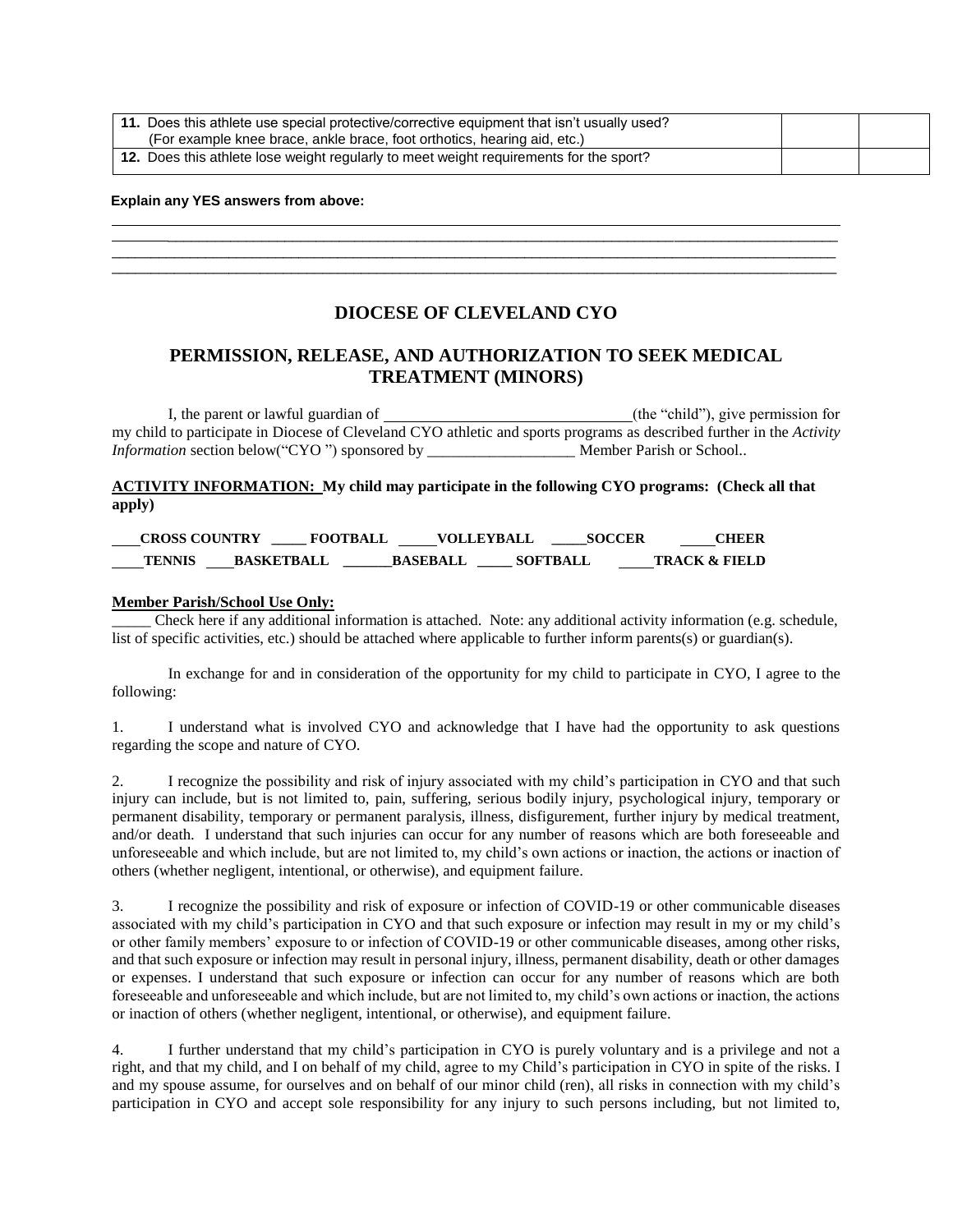| | | |
|---|---|---|
| **11.** Does this athlete use special protective/corrective equipment that isn't usually used? (For example knee brace, ankle brace, foot orthotics, hearing aid, etc.) | | |
| **12.** Does this athlete lose weight regularly to meet weight requirements for the sport? | | |

**Explain any YES answers from above:**

______________________________________________________________________________________________

______________________________________________________________________________________________

______________________________________________________________________________________________

______________________________________________________________________________________________

## DIOCESE OF CLEVELAND CYO

## PERMISSION, RELEASE, AND AUTHORIZATION TO SEEK MEDICAL TREATMENT (MINORS)

I, the parent or lawful guardian of ________________________________(the "child"), give permission for my child to participate in Diocese of Cleveland CYO athletic and sports programs as described further in the *Activity Information* section below("CYO ") sponsored by ___________________ Member Parish or School..

**ACTIVITY INFORMATION: My child may participate in the following CYO programs: (Check all that apply)**

**____CROSS COUNTRY _____ FOOTBALL _____VOLLEYBALL _____SOCCER _____CHEER**

**_____TENNIS ____BASKETBALL _______BASEBALL _____ SOFTBALL _____TRACK & FIELD**

**Member Parish/School Use Only:**

_____ Check here if any additional information is attached. Note: any additional activity information (e.g. schedule, list of specific activities, etc.) should be attached where applicable to further inform parents(s) or guardian(s).

In exchange for and in consideration of the opportunity for my child to participate in CYO, I agree to the following:

1. I understand what is involved CYO and acknowledge that I have had the opportunity to ask questions regarding the scope and nature of CYO.

2. I recognize the possibility and risk of injury associated with my child's participation in CYO and that such injury can include, but is not limited to, pain, suffering, serious bodily injury, psychological injury, temporary or permanent disability, temporary or permanent paralysis, illness, disfigurement, further injury by medical treatment, and/or death. I understand that such injuries can occur for any number of reasons which are both foreseeable and unforeseeable and which include, but are not limited to, my child's own actions or inaction, the actions or inaction of others (whether negligent, intentional, or otherwise), and equipment failure.

3. I recognize the possibility and risk of exposure or infection of COVID-19 or other communicable diseases associated with my child's participation in CYO and that such exposure or infection may result in my or my child's or other family members' exposure to or infection of COVID-19 or other communicable diseases, among other risks, and that such exposure or infection may result in personal injury, illness, permanent disability, death or other damages or expenses. I understand that such exposure or infection can occur for any number of reasons which are both foreseeable and unforeseeable and which include, but are not limited to, my child's own actions or inaction, the actions or inaction of others (whether negligent, intentional, or otherwise), and equipment failure.

4. I further understand that my child's participation in CYO is purely voluntary and is a privilege and not a right, and that my child, and I on behalf of my child, agree to my Child's participation in CYO in spite of the risks. I and my spouse assume, for ourselves and on behalf of our minor child (ren), all risks in connection with my child's participation in CYO and accept sole responsibility for any injury to such persons including, but not limited to,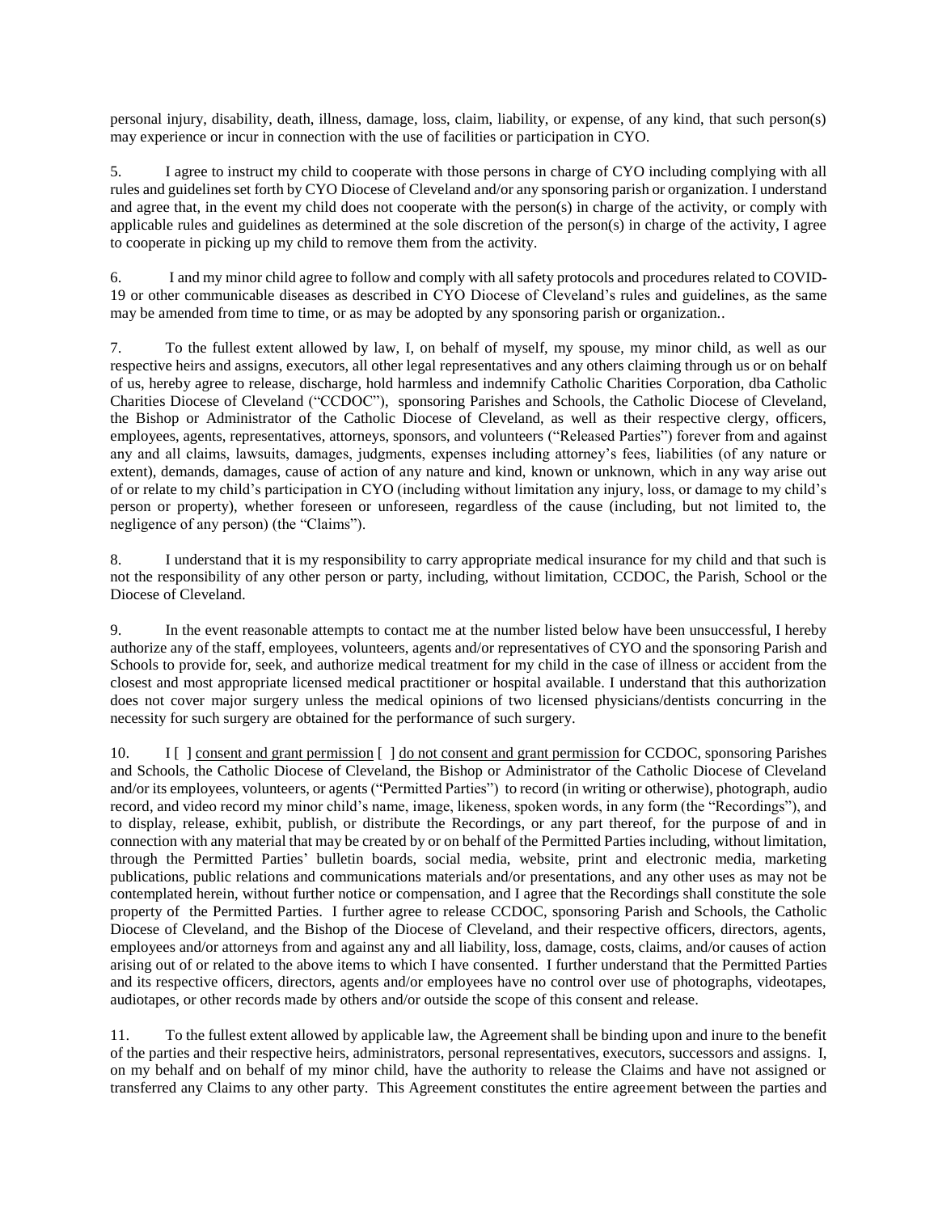personal injury, disability, death, illness, damage, loss, claim, liability, or expense, of any kind, that such person(s) may experience or incur in connection with the use of facilities or participation in CYO.

5. I agree to instruct my child to cooperate with those persons in charge of CYO including complying with all rules and guidelines set forth by CYO Diocese of Cleveland and/or any sponsoring parish or organization. I understand and agree that, in the event my child does not cooperate with the person(s) in charge of the activity, or comply with applicable rules and guidelines as determined at the sole discretion of the person(s) in charge of the activity, I agree to cooperate in picking up my child to remove them from the activity.

6. I and my minor child agree to follow and comply with all safety protocols and procedures related to COVID-19 or other communicable diseases as described in CYO Diocese of Cleveland's rules and guidelines, as the same may be amended from time to time, or as may be adopted by any sponsoring parish or organization..

7. To the fullest extent allowed by law, I, on behalf of myself, my spouse, my minor child, as well as our respective heirs and assigns, executors, all other legal representatives and any others claiming through us or on behalf of us, hereby agree to release, discharge, hold harmless and indemnify Catholic Charities Corporation, dba Catholic Charities Diocese of Cleveland ("CCDOC"), sponsoring Parishes and Schools, the Catholic Diocese of Cleveland, the Bishop or Administrator of the Catholic Diocese of Cleveland, as well as their respective clergy, officers, employees, agents, representatives, attorneys, sponsors, and volunteers ("Released Parties") forever from and against any and all claims, lawsuits, damages, judgments, expenses including attorney's fees, liabilities (of any nature or extent), demands, damages, cause of action of any nature and kind, known or unknown, which in any way arise out of or relate to my child's participation in CYO (including without limitation any injury, loss, or damage to my child's person or property), whether foreseen or unforeseen, regardless of the cause (including, but not limited to, the negligence of any person) (the "Claims").

8. I understand that it is my responsibility to carry appropriate medical insurance for my child and that such is not the responsibility of any other person or party, including, without limitation, CCDOC, the Parish, School or the Diocese of Cleveland.

9. In the event reasonable attempts to contact me at the number listed below have been unsuccessful, I hereby authorize any of the staff, employees, volunteers, agents and/or representatives of CYO and the sponsoring Parish and Schools to provide for, seek, and authorize medical treatment for my child in the case of illness or accident from the closest and most appropriate licensed medical practitioner or hospital available. I understand that this authorization does not cover major surgery unless the medical opinions of two licensed physicians/dentists concurring in the necessity for such surgery are obtained for the performance of such surgery.

10. I [ ] consent and grant permission [ ] do not consent and grant permission for CCDOC, sponsoring Parishes and Schools, the Catholic Diocese of Cleveland, the Bishop or Administrator of the Catholic Diocese of Cleveland and/or its employees, volunteers, or agents ("Permitted Parties") to record (in writing or otherwise), photograph, audio record, and video record my minor child's name, image, likeness, spoken words, in any form (the "Recordings"), and to display, release, exhibit, publish, or distribute the Recordings, or any part thereof, for the purpose of and in connection with any material that may be created by or on behalf of the Permitted Parties including, without limitation, through the Permitted Parties' bulletin boards, social media, website, print and electronic media, marketing publications, public relations and communications materials and/or presentations, and any other uses as may not be contemplated herein, without further notice or compensation, and I agree that the Recordings shall constitute the sole property of the Permitted Parties. I further agree to release CCDOC, sponsoring Parish and Schools, the Catholic Diocese of Cleveland, and the Bishop of the Diocese of Cleveland, and their respective officers, directors, agents, employees and/or attorneys from and against any and all liability, loss, damage, costs, claims, and/or causes of action arising out of or related to the above items to which I have consented. I further understand that the Permitted Parties and its respective officers, directors, agents and/or employees have no control over use of photographs, videotapes, audiotapes, or other records made by others and/or outside the scope of this consent and release.

11. To the fullest extent allowed by applicable law, the Agreement shall be binding upon and inure to the benefit of the parties and their respective heirs, administrators, personal representatives, executors, successors and assigns. I, on my behalf and on behalf of my minor child, have the authority to release the Claims and have not assigned or transferred any Claims to any other party. This Agreement constitutes the entire agreement between the parties and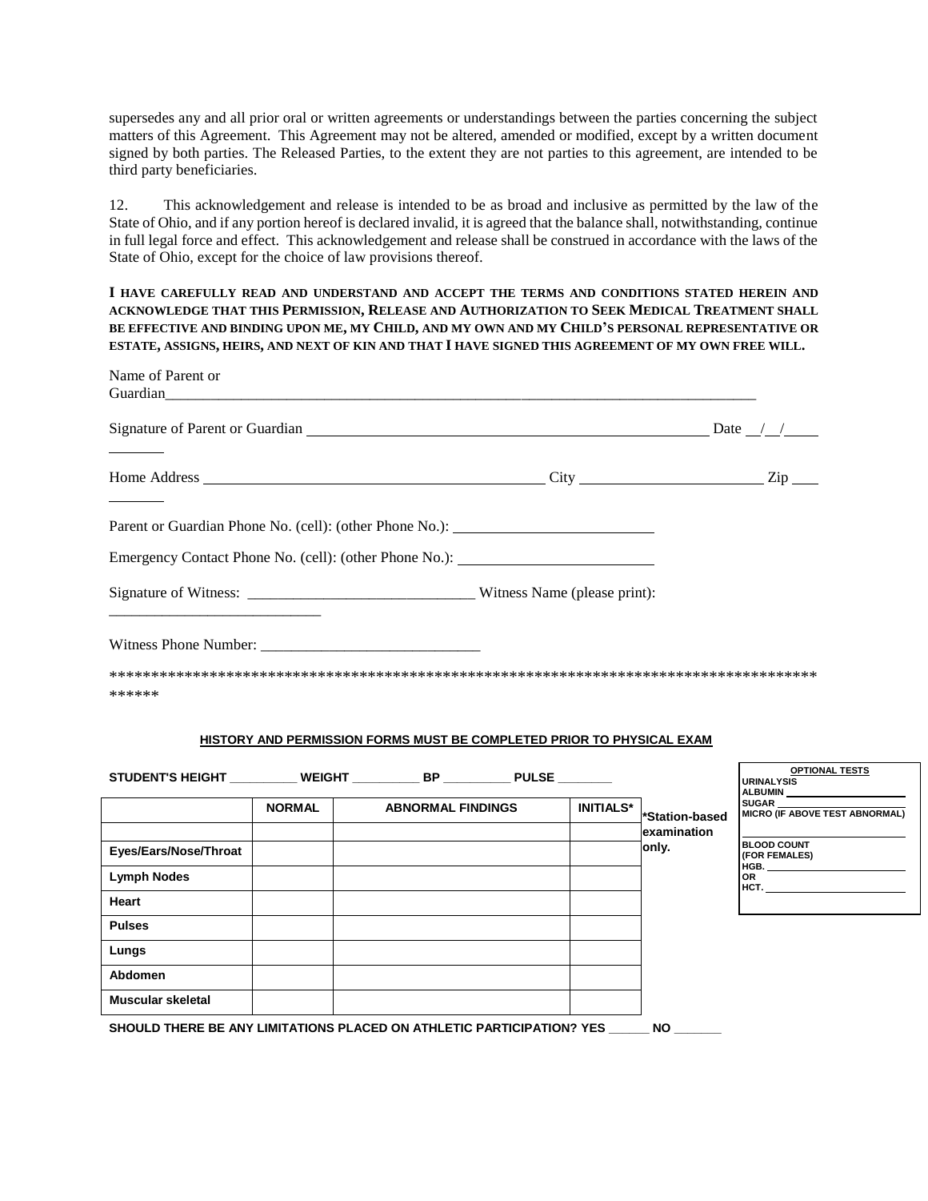supersedes any and all prior oral or written agreements or understandings between the parties concerning the subject matters of this Agreement. This Agreement may not be altered, amended or modified, except by a written document signed by both parties. The Released Parties, to the extent they are not parties to this agreement, are intended to be third party beneficiaries.

12. This acknowledgement and release is intended to be as broad and inclusive as permitted by the law of the State of Ohio, and if any portion hereof is declared invalid, it is agreed that the balance shall, notwithstanding, continue in full legal force and effect. This acknowledgement and release shall be construed in accordance with the laws of the State of Ohio, except for the choice of law provisions thereof.

**I HAVE CAREFULLY READ AND UNDERSTAND AND ACCEPT THE TERMS AND CONDITIONS STATED HEREIN AND ACKNOWLEDGE THAT THIS PERMISSION, RELEASE AND AUTHORIZATION TO SEEK MEDICAL TREATMENT SHALL BE EFFECTIVE AND BINDING UPON ME, MY CHILD, AND MY OWN AND MY CHILD'S PERSONAL REPRESENTATIVE OR ESTATE, ASSIGNS, HEIRS, AND NEXT OF KIN AND THAT I HAVE SIGNED THIS AGREEMENT OF MY OWN FREE WILL.**

Name of Parent or Guardian_______________________________________________________________________________

Signature of Parent or Guardian ______________________________________________________ Date __/__/________

Home Address ____________________________________________ City ________________________ Zip __________

Parent or Guardian Phone No. (cell): (other Phone No.): __________________________

Emergency Contact Phone No. (cell): (other Phone No.): __________________________

Signature of Witness: ______________________________ Witness Name (please print): ____________________________

Witness Phone Number: ______________________________

*******************************************************************************************

**HISTORY AND PERMISSION FORMS MUST BE COMPLETED PRIOR TO PHYSICAL EXAM**

**STUDENT'S HEIGHT __________ WEIGHT __________ BP __________ PULSE ________**

| | NORMAL | ABNORMAL FINDINGS | INITIALS* |
|---|---|---|---|
| | | | |
| Eyes/Ears/Nose/Throat | | | |
| Lymph Nodes | | | |
| Heart | | | |
| Pulses | | | |
| Lungs | | | |
| Abdomen | | | |
| Muscular skeletal | | | |

***Station-based examination only.**

**OPTIONAL TESTS**
**URINALYSIS**
**ALBUMIN** ____________________
**SUGAR** ____________________
**MICRO (IF ABOVE TEST ABNORMAL)** ____________________

**BLOOD COUNT (FOR FEMALES)**
**HGB.** ____________________
**OR**
**HCT.** ____________________

**SHOULD THERE BE ANY LIMITATIONS PLACED ON ATHLETIC PARTICIPATION? YES ______ NO _______**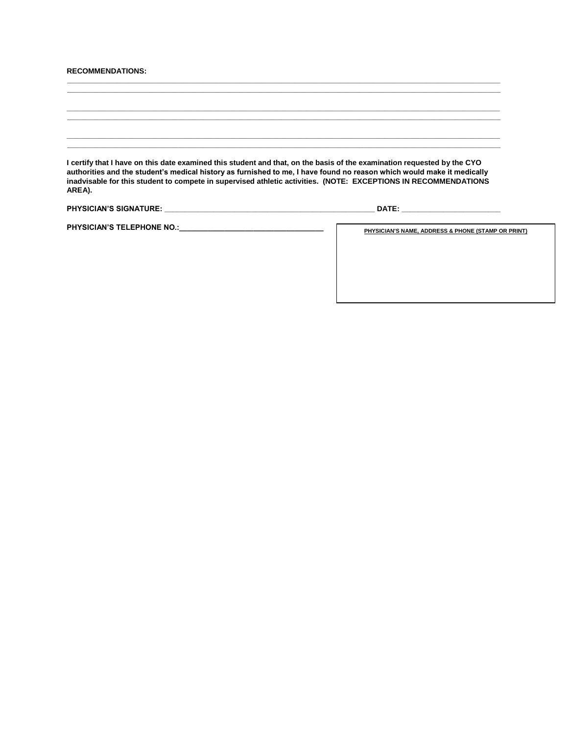**RECOMMENDATIONS:**

______________________________________________________________________________________________

______________________________________________________________________________________________

______________________________________________________________________________________________

______________________________________________________________________________________________

______________________________________________________________________________________________

______________________________________________________________________________________________

**I certify that I have on this date examined this student and that, on the basis of the examination requested by the CYO authorities and the student's medical history as furnished to me, I have found no reason which would make it medically inadvisable for this student to compete in supervised athletic activities. (NOTE: EXCEPTIONS IN RECOMMENDATIONS AREA).**

**PHYSICIAN'S SIGNATURE:** ________________________________________________ **DATE:** ______________________

**PHYSICIAN'S TELEPHONE NO.:**________________________________

**PHYSICIAN'S NAME, ADDRESS & PHONE (STAMP OR PRINT)**